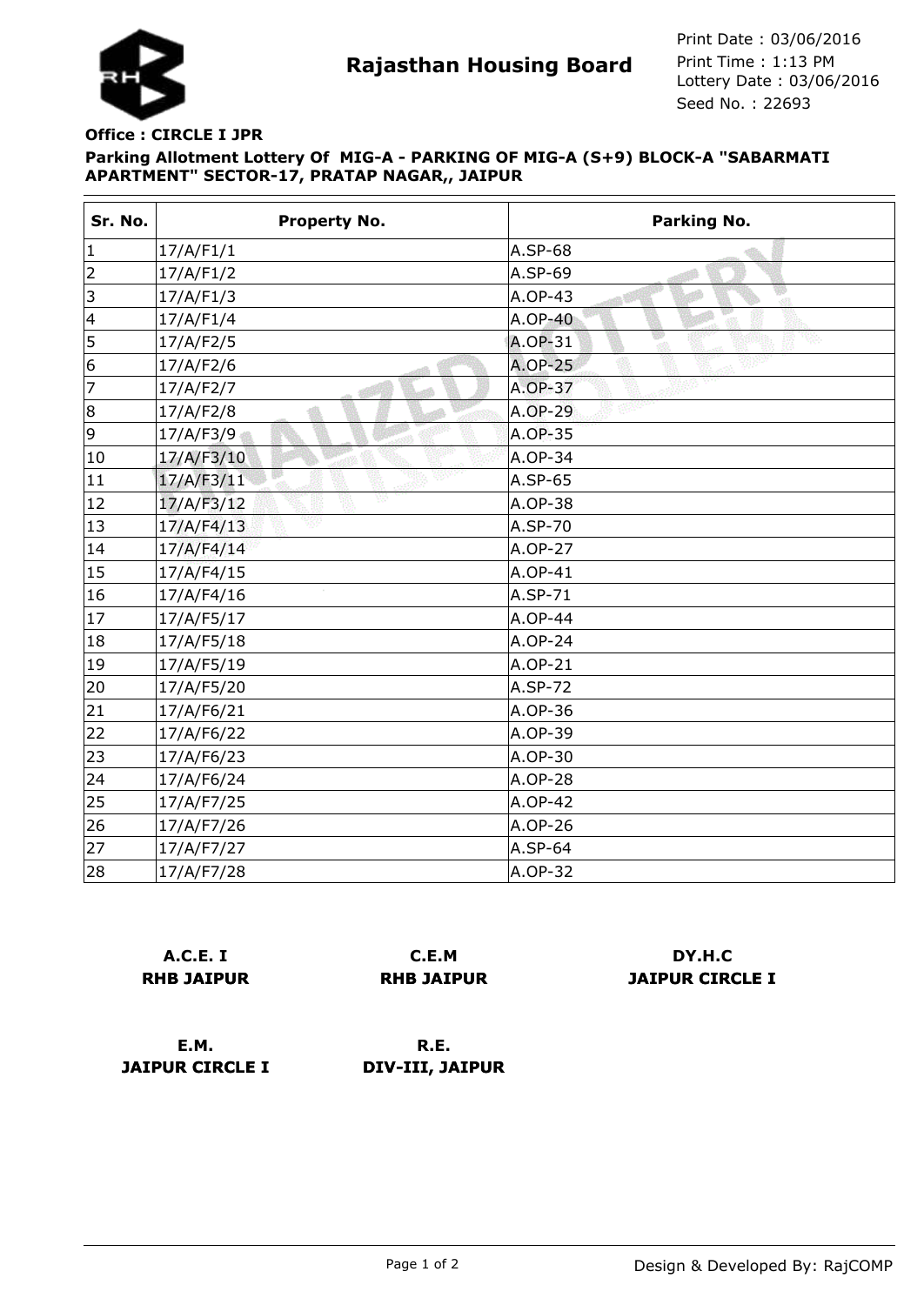# Rajasthan Housing Board

Print Date : 03/06/2016
Print Time : 1:13 PM
Lottery Date : 03/06/2016
Seed No. : 22693

**Office : CIRCLE I JPR**

**Parking Allotment Lottery Of MIG-A - PARKING OF MIG-A (S+9) BLOCK-A "SABARMATI APARTMENT" SECTOR-17, PRATAP NAGAR,, JAIPUR**

| Sr. No. | Property No. | Parking No. |
|---|---|---|
| 1 | 17/A/F1/1 | A.SP-68 |
| 2 | 17/A/F1/2 | A.SP-69 |
| 3 | 17/A/F1/3 | A.OP-43 |
| 4 | 17/A/F1/4 | A.OP-40 |
| 5 | 17/A/F2/5 | A.OP-31 |
| 6 | 17/A/F2/6 | A.OP-25 |
| 7 | 17/A/F2/7 | A.OP-37 |
| 8 | 17/A/F2/8 | A.OP-29 |
| 9 | 17/A/F3/9 | A.OP-35 |
| 10 | 17/A/F3/10 | A.OP-34 |
| 11 | 17/A/F3/11 | A.SP-65 |
| 12 | 17/A/F3/12 | A.OP-38 |
| 13 | 17/A/F4/13 | A.SP-70 |
| 14 | 17/A/F4/14 | A.OP-27 |
| 15 | 17/A/F4/15 | A.OP-41 |
| 16 | 17/A/F4/16 | A.SP-71 |
| 17 | 17/A/F5/17 | A.OP-44 |
| 18 | 17/A/F5/18 | A.OP-24 |
| 19 | 17/A/F5/19 | A.OP-21 |
| 20 | 17/A/F5/20 | A.SP-72 |
| 21 | 17/A/F6/21 | A.OP-36 |
| 22 | 17/A/F6/22 | A.OP-39 |
| 23 | 17/A/F6/23 | A.OP-30 |
| 24 | 17/A/F6/24 | A.OP-28 |
| 25 | 17/A/F7/25 | A.OP-42 |
| 26 | 17/A/F7/26 | A.OP-26 |
| 27 | 17/A/F7/27 | A.SP-64 |
| 28 | 17/A/F7/28 | A.OP-32 |

**A.C.E. I**
**RHB JAIPUR**

**C.E.M**
**RHB JAIPUR**

**DY.H.C**
**JAIPUR CIRCLE I**

**E.M.**
**JAIPUR CIRCLE I**

**R.E.**
**DIV-III, JAIPUR**

Design & Developed By: RajCOMP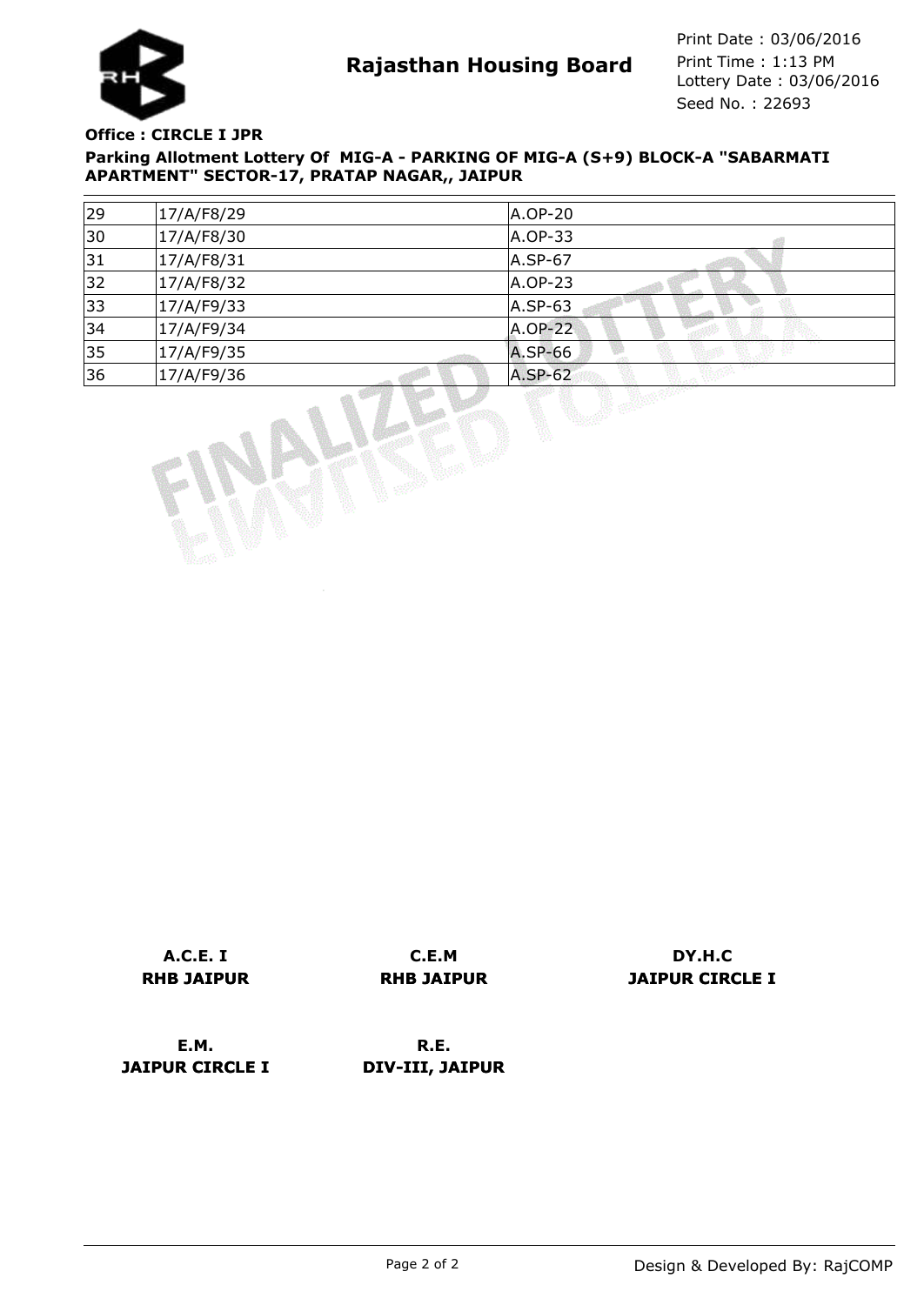# Rajasthan Housing Board

Print Date : 03/06/2016
Print Time : 1:13 PM
Lottery Date : 03/06/2016
Seed No. : 22693

**Office : CIRCLE I JPR**

**Parking Allotment Lottery Of MIG-A - PARKING OF MIG-A (S+9) BLOCK-A "SABARMATI APARTMENT" SECTOR-17, PRATAP NAGAR,, JAIPUR**

| | | |
|---|---|---|
| 29 | 17/A/F8/29 | A.OP-20 |
| 30 | 17/A/F8/30 | A.OP-33 |
| 31 | 17/A/F8/31 | A.SP-67 |
| 32 | 17/A/F8/32 | A.OP-23 |
| 33 | 17/A/F9/33 | A.SP-63 |
| 34 | 17/A/F9/34 | A.OP-22 |
| 35 | 17/A/F9/35 | A.SP-66 |
| 36 | 17/A/F9/36 | A.SP-62 |

**A.C.E. I**
**RHB JAIPUR**

**C.E.M**
**RHB JAIPUR**

**DY.H.C**
**JAIPUR CIRCLE I**

**E.M.**
**JAIPUR CIRCLE I**

**R.E.**
**DIV-III, JAIPUR**

Design & Developed By: RajCOMP